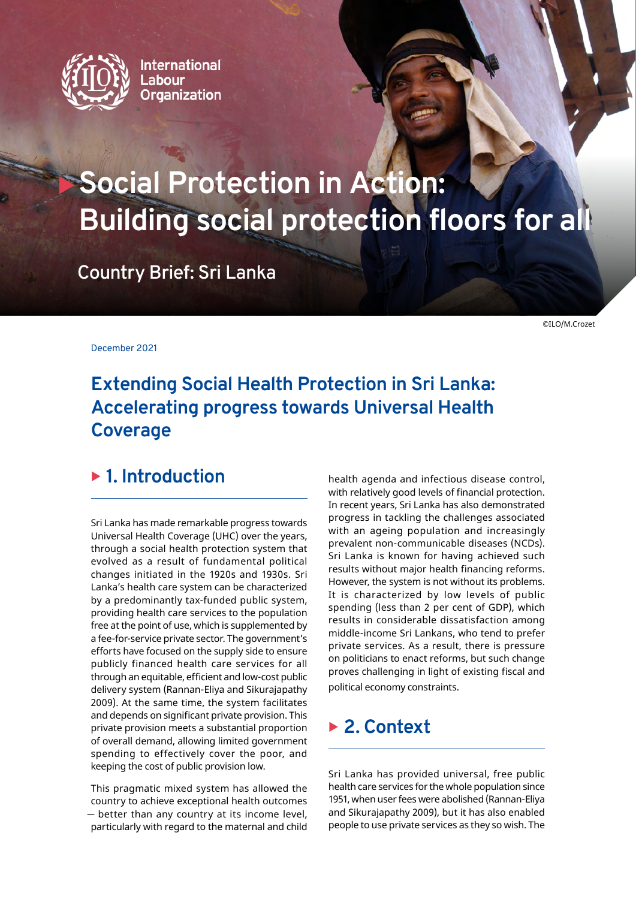International Labour Organization

# Social Protection in Action: Building social protection floors for all

Country Brief: Sri Lanka

©ILO/M.Crozet

December 2021

# Extending Social Health Protection in Sri Lanka: Accelerating progress towards Universal Health Coverage

## 1. Introduction

Sri Lanka has made remarkable progress towards Universal Health Coverage (UHC) over the years, through a social health protection system that evolved as a result of fundamental political changes initiated in the 1920s and 1930s. Sri Lanka's health care system can be characterized by a predominantly tax-funded public system, providing health care services to the population free at the point of use, which is supplemented by a fee-for-service private sector. The government's efforts have focused on the supply side to ensure publicly financed health care services for all through an equitable, efficient and low-cost public delivery system (Rannan-Eliya and Sikurajapathy 2009). At the same time, the system facilitates and depends on significant private provision. This private provision meets a substantial proportion of overall demand, allowing limited government spending to effectively cover the poor, and keeping the cost of public provision low.

This pragmatic mixed system has allowed the country to achieve exceptional health outcomes — better than any country at its income level, particularly with regard to the maternal and child health agenda and infectious disease control, with relatively good levels of financial protection. In recent years, Sri Lanka has also demonstrated progress in tackling the challenges associated with an ageing population and increasingly prevalent non-communicable diseases (NCDs). Sri Lanka is known for having achieved such results without major health financing reforms. However, the system is not without its problems. It is characterized by low levels of public spending (less than 2 per cent of GDP), which results in considerable dissatisfaction among middle-income Sri Lankans, who tend to prefer private services. As a result, there is pressure on politicians to enact reforms, but such change proves challenging in light of existing fiscal and political economy constraints.

## 2. Context

Sri Lanka has provided universal, free public health care services for the whole population since 1951, when user fees were abolished (Rannan-Eliya and Sikurajapathy 2009), but it has also enabled people to use private services as they so wish. The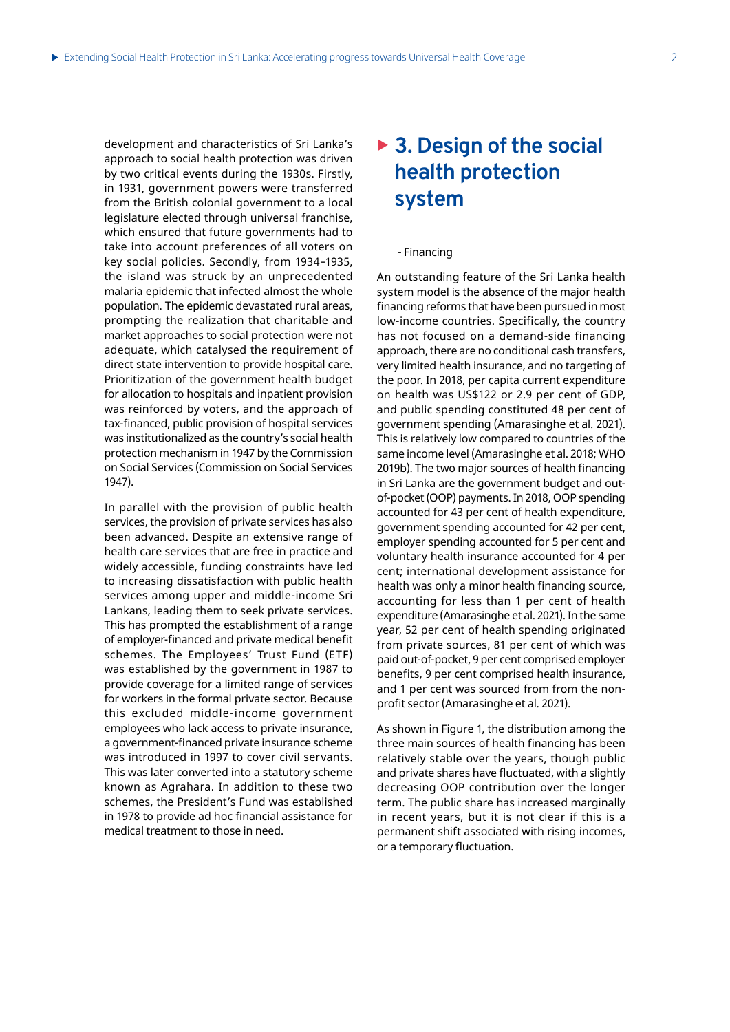development and characteristics of Sri Lanka's approach to social health protection was driven by two critical events during the 1930s. Firstly, in 1931, government powers were transferred from the British colonial government to a local legislature elected through universal franchise, which ensured that future governments had to take into account preferences of all voters on key social policies. Secondly, from 1934–1935, the island was struck by an unprecedented malaria epidemic that infected almost the whole population. The epidemic devastated rural areas, prompting the realization that charitable and market approaches to social protection were not adequate, which catalysed the requirement of direct state intervention to provide hospital care. Prioritization of the government health budget for allocation to hospitals and inpatient provision was reinforced by voters, and the approach of tax-financed, public provision of hospital services was institutionalized as the country's social health protection mechanism in 1947 by the Commission on Social Services (Commission on Social Services 1947).

In parallel with the provision of public health services, the provision of private services has also been advanced. Despite an extensive range of health care services that are free in practice and widely accessible, funding constraints have led to increasing dissatisfaction with public health services among upper and middle-income Sri Lankans, leading them to seek private services. This has prompted the establishment of a range of employer-financed and private medical benefit schemes. The Employees' Trust Fund (ETF) was established by the government in 1987 to provide coverage for a limited range of services for workers in the formal private sector. Because this excluded middle-income government employees who lack access to private insurance, a government-financed private insurance scheme was introduced in 1997 to cover civil servants. This was later converted into a statutory scheme known as Agrahara. In addition to these two schemes, the President's Fund was established in 1978 to provide ad hoc financial assistance for medical treatment to those in need.

# 3. Design of the social health protection system

- Financing

An outstanding feature of the Sri Lanka health system model is the absence of the major health financing reforms that have been pursued in most low-income countries. Specifically, the country has not focused on a demand-side financing approach, there are no conditional cash transfers, very limited health insurance, and no targeting of the poor. In 2018, per capita current expenditure on health was US$122 or 2.9 per cent of GDP, and public spending constituted 48 per cent of government spending (Amarasinghe et al. 2021). This is relatively low compared to countries of the same income level (Amarasinghe et al. 2018; WHO 2019b). The two major sources of health financing in Sri Lanka are the government budget and out-of-pocket (OOP) payments. In 2018, OOP spending accounted for 43 per cent of health expenditure, government spending accounted for 42 per cent, employer spending accounted for 5 per cent and voluntary health insurance accounted for 4 per cent; international development assistance for health was only a minor health financing source, accounting for less than 1 per cent of health expenditure (Amarasinghe et al. 2021). In the same year, 52 per cent of health spending originated from private sources, 81 per cent of which was paid out-of-pocket, 9 per cent comprised employer benefits, 9 per cent comprised health insurance, and 1 per cent was sourced from from the non-profit sector (Amarasinghe et al. 2021).

As shown in Figure 1, the distribution among the three main sources of health financing has been relatively stable over the years, though public and private shares have fluctuated, with a slightly decreasing OOP contribution over the longer term. The public share has increased marginally in recent years, but it is not clear if this is a permanent shift associated with rising incomes, or a temporary fluctuation.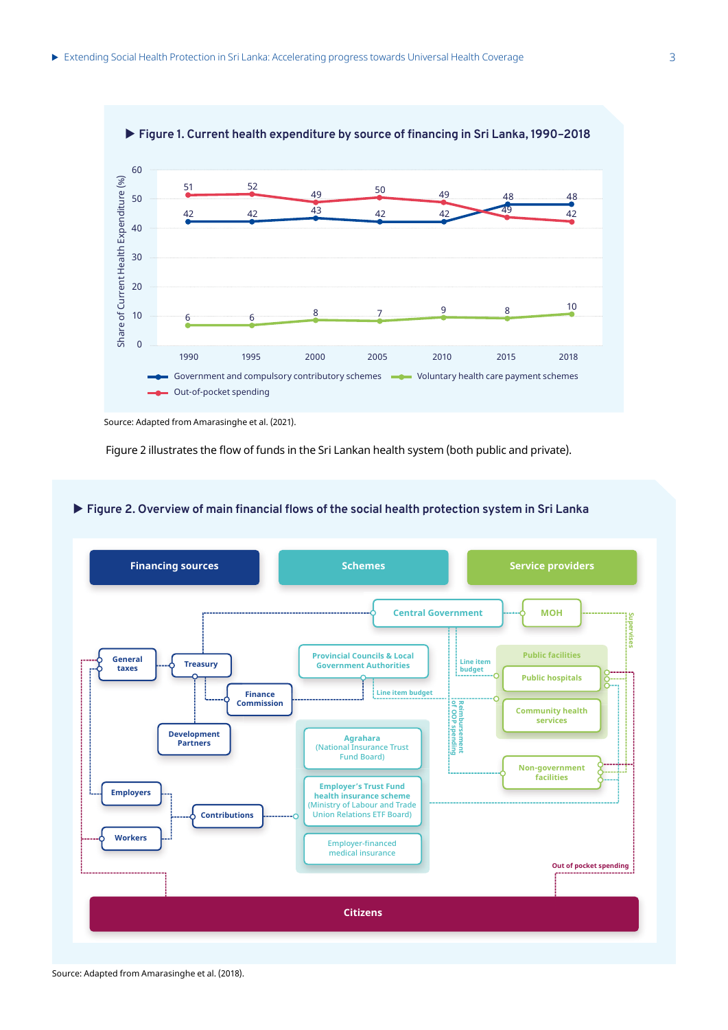▶ **Figure 1. Current health expenditure by source of financing in Sri Lanka, 1990–2018**

| Year | Government and compulsory contributory schemes | Out-of-pocket spending | Voluntary health care payment schemes |
|---|---|---|---|
| 1990 | 42 | 51 | 6 |
| 1995 | 42 | 52 | 6 |
| 2000 | 43 | 49 | 8 |
| 2005 | 42 | 50 | 7 |
| 2010 | 42 | 49 | 9 |
| 2015 | 48 | 49 | 8 |
| 2018 | 48 | 42 | 10 |

Source: Adapted from Amarasinghe et al. (2021).

Figure 2 illustrates the flow of funds in the Sri Lankan health system (both public and private).

▶ **Figure 2. Overview of main financial flows of the social health protection system in Sri Lanka**

Financing sources: General taxes; Treasury; Finance Commission; Development Partners; Employers; Workers; Contributions

Schemes: Central Government; Provincial Councils & Local Government Authorities; Agrahara (National Insurance Trust Fund Board); Employer's Trust Fund health insurance scheme (Ministry of Labour and Trade Union Relations ETF Board); Employer-financed medical insurance

Service providers: MOH; Public facilities (Public hospitals; Community health services); Non-government facilities

Flows: Line item budget; Reimbursement of OOP spending; Supervises; Out of pocket spending

Citizens

Source: Adapted from Amarasinghe et al. (2018).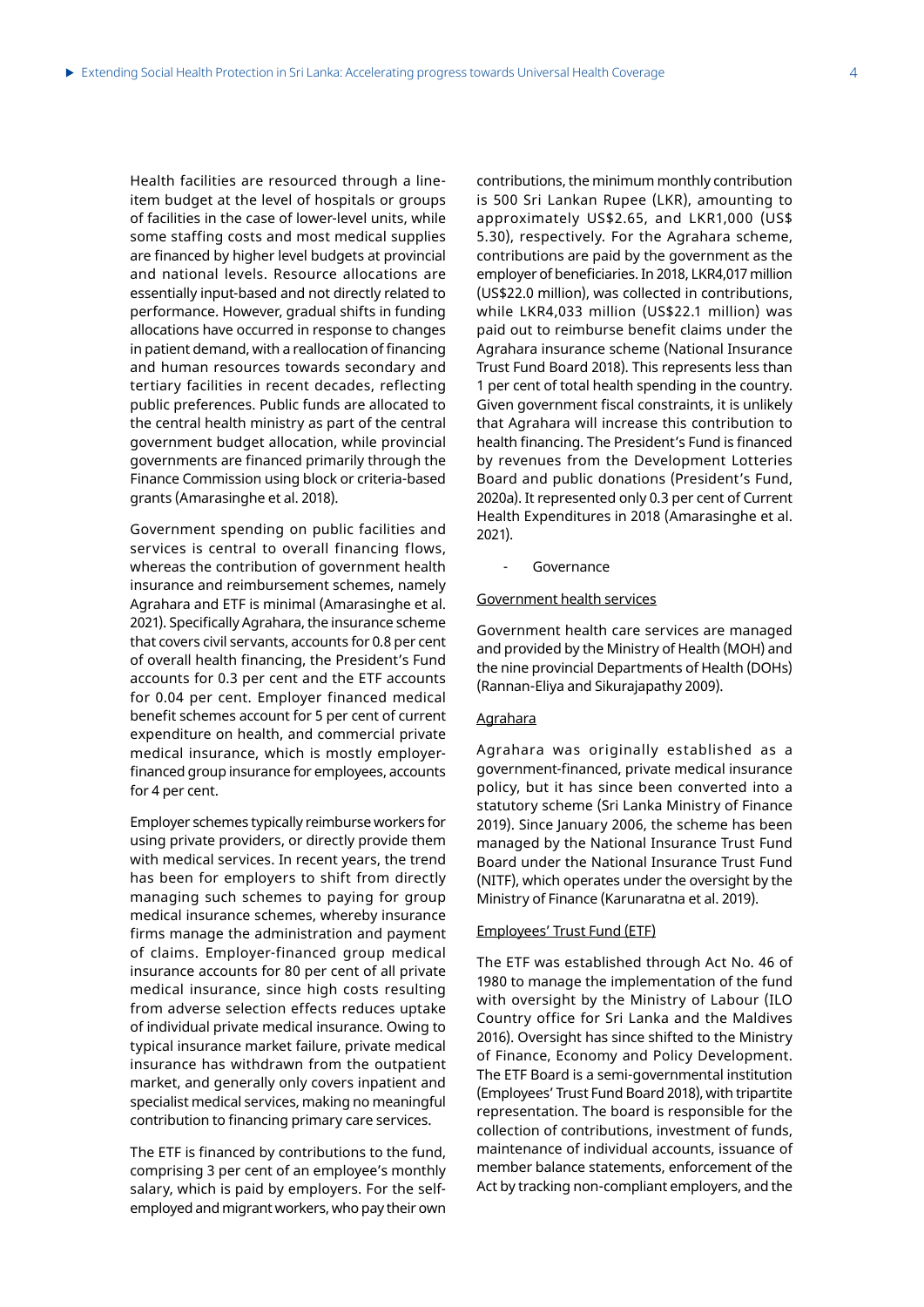Health facilities are resourced through a line-item budget at the level of hospitals or groups of facilities in the case of lower-level units, while some staffing costs and most medical supplies are financed by higher level budgets at provincial and national levels. Resource allocations are essentially input-based and not directly related to performance. However, gradual shifts in funding allocations have occurred in response to changes in patient demand, with a reallocation of financing and human resources towards secondary and tertiary facilities in recent decades, reflecting public preferences. Public funds are allocated to the central health ministry as part of the central government budget allocation, while provincial governments are financed primarily through the Finance Commission using block or criteria-based grants (Amarasinghe et al. 2018).

Government spending on public facilities and services is central to overall financing flows, whereas the contribution of government health insurance and reimbursement schemes, namely Agrahara and ETF is minimal (Amarasinghe et al. 2021). Specifically Agrahara, the insurance scheme that covers civil servants, accounts for 0.8 per cent of overall health financing, the President's Fund accounts for 0.3 per cent and the ETF accounts for 0.04 per cent. Employer financed medical benefit schemes account for 5 per cent of current expenditure on health, and commercial private medical insurance, which is mostly employer-financed group insurance for employees, accounts for 4 per cent.

Employer schemes typically reimburse workers for using private providers, or directly provide them with medical services. In recent years, the trend has been for employers to shift from directly managing such schemes to paying for group medical insurance schemes, whereby insurance firms manage the administration and payment of claims. Employer-financed group medical insurance accounts for 80 per cent of all private medical insurance, since high costs resulting from adverse selection effects reduces uptake of individual private medical insurance. Owing to typical insurance market failure, private medical insurance has withdrawn from the outpatient market, and generally only covers inpatient and specialist medical services, making no meaningful contribution to financing primary care services.

The ETF is financed by contributions to the fund, comprising 3 per cent of an employee's monthly salary, which is paid by employers. For the self-employed and migrant workers, who pay their own contributions, the minimum monthly contribution is 500 Sri Lankan Rupee (LKR), amounting to approximately US$2.65, and LKR1,000 (US$ 5.30), respectively. For the Agrahara scheme, contributions are paid by the government as the employer of beneficiaries. In 2018, LKR4,017 million (US$22.0 million), was collected in contributions, while LKR4,033 million (US$22.1 million) was paid out to reimburse benefit claims under the Agrahara insurance scheme (National Insurance Trust Fund Board 2018). This represents less than 1 per cent of total health spending in the country. Given government fiscal constraints, it is unlikely that Agrahara will increase this contribution to health financing. The President's Fund is financed by revenues from the Development Lotteries Board and public donations (President's Fund, 2020a). It represented only 0.3 per cent of Current Health Expenditures in 2018 (Amarasinghe et al. 2021).

- Governance

Government health services

Government health care services are managed and provided by the Ministry of Health (MOH) and the nine provincial Departments of Health (DOHs) (Rannan-Eliya and Sikurajapathy 2009).

Agrahara

Agrahara was originally established as a government-financed, private medical insurance policy, but it has since been converted into a statutory scheme (Sri Lanka Ministry of Finance 2019). Since January 2006, the scheme has been managed by the National Insurance Trust Fund Board under the National Insurance Trust Fund (NITF), which operates under the oversight by the Ministry of Finance (Karunaratna et al. 2019).

Employees' Trust Fund (ETF)

The ETF was established through Act No. 46 of 1980 to manage the implementation of the fund with oversight by the Ministry of Labour (ILO Country office for Sri Lanka and the Maldives 2016). Oversight has since shifted to the Ministry of Finance, Economy and Policy Development. The ETF Board is a semi-governmental institution (Employees' Trust Fund Board 2018), with tripartite representation. The board is responsible for the collection of contributions, investment of funds, maintenance of individual accounts, issuance of member balance statements, enforcement of the Act by tracking non-compliant employers, and the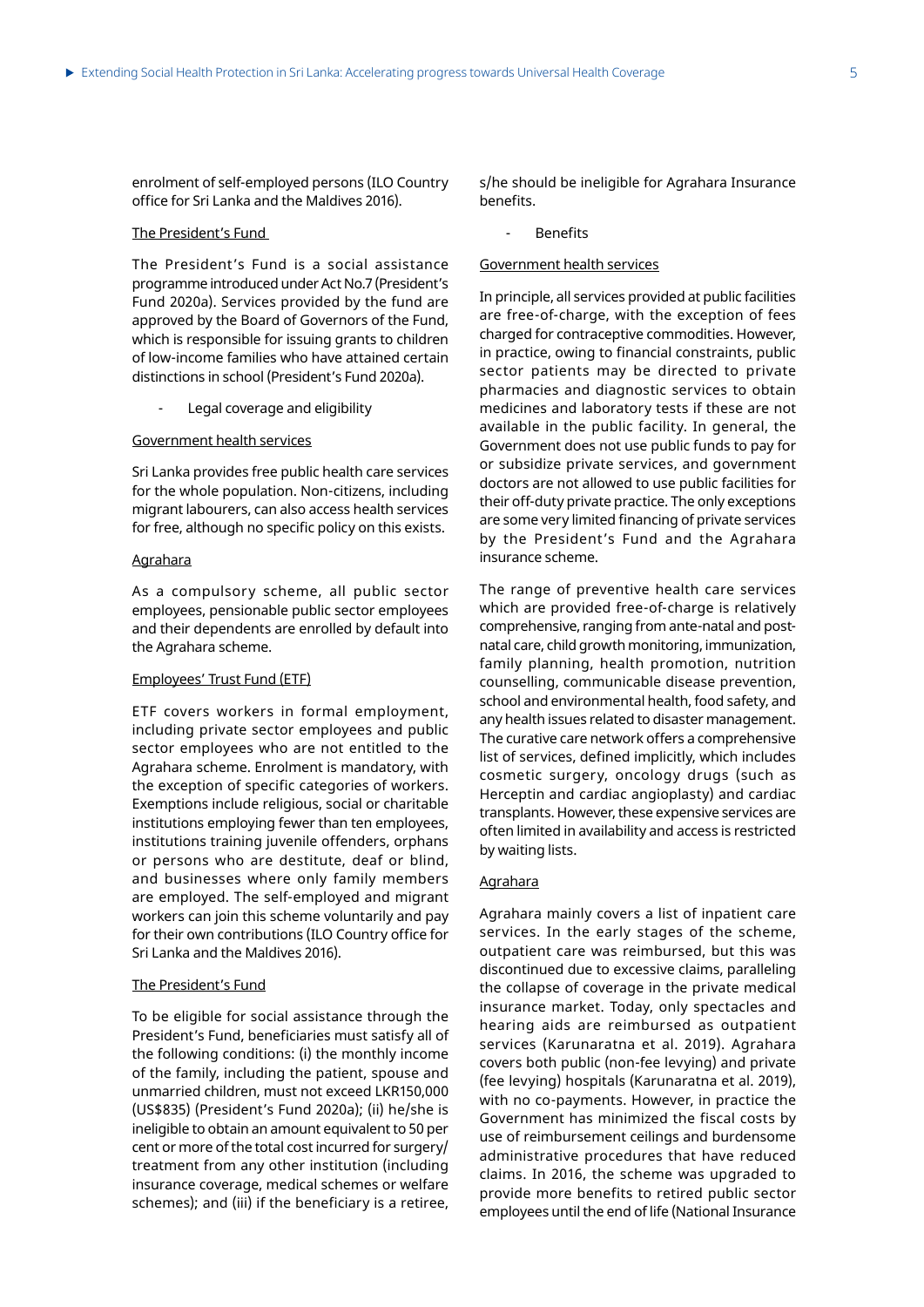enrolment of self-employed persons (ILO Country office for Sri Lanka and the Maldives 2016).

The President's Fund

The President's Fund is a social assistance programme introduced under Act No.7 (President's Fund 2020a). Services provided by the fund are approved by the Board of Governors of the Fund, which is responsible for issuing grants to children of low-income families who have attained certain distinctions in school (President's Fund 2020a).

- Legal coverage and eligibility

Government health services

Sri Lanka provides free public health care services for the whole population. Non-citizens, including migrant labourers, can also access health services for free, although no specific policy on this exists.

Agrahara

As a compulsory scheme, all public sector employees, pensionable public sector employees and their dependents are enrolled by default into the Agrahara scheme.

Employees' Trust Fund (ETF)

ETF covers workers in formal employment, including private sector employees and public sector employees who are not entitled to the Agrahara scheme. Enrolment is mandatory, with the exception of specific categories of workers. Exemptions include religious, social or charitable institutions employing fewer than ten employees, institutions training juvenile offenders, orphans or persons who are destitute, deaf or blind, and businesses where only family members are employed. The self-employed and migrant workers can join this scheme voluntarily and pay for their own contributions (ILO Country office for Sri Lanka and the Maldives 2016).

The President's Fund

To be eligible for social assistance through the President's Fund, beneficiaries must satisfy all of the following conditions: (i) the monthly income of the family, including the patient, spouse and unmarried children, must not exceed LKR150,000 (US$835) (President's Fund 2020a); (ii) he/she is ineligible to obtain an amount equivalent to 50 per cent or more of the total cost incurred for surgery/treatment from any other institution (including insurance coverage, medical schemes or welfare schemes); and (iii) if the beneficiary is a retiree, s/he should be ineligible for Agrahara Insurance benefits.

- Benefits

Government health services

In principle, all services provided at public facilities are free-of-charge, with the exception of fees charged for contraceptive commodities. However, in practice, owing to financial constraints, public sector patients may be directed to private pharmacies and diagnostic services to obtain medicines and laboratory tests if these are not available in the public facility. In general, the Government does not use public funds to pay for or subsidize private services, and government doctors are not allowed to use public facilities for their off-duty private practice. The only exceptions are some very limited financing of private services by the President's Fund and the Agrahara insurance scheme.

The range of preventive health care services which are provided free-of-charge is relatively comprehensive, ranging from ante-natal and post-natal care, child growth monitoring, immunization, family planning, health promotion, nutrition counselling, communicable disease prevention, school and environmental health, food safety, and any health issues related to disaster management. The curative care network offers a comprehensive list of services, defined implicitly, which includes cosmetic surgery, oncology drugs (such as Herceptin and cardiac angioplasty) and cardiac transplants. However, these expensive services are often limited in availability and access is restricted by waiting lists.

Agrahara

Agrahara mainly covers a list of inpatient care services. In the early stages of the scheme, outpatient care was reimbursed, but this was discontinued due to excessive claims, paralleling the collapse of coverage in the private medical insurance market. Today, only spectacles and hearing aids are reimbursed as outpatient services (Karunaratna et al. 2019). Agrahara covers both public (non-fee levying) and private (fee levying) hospitals (Karunaratna et al. 2019), with no co-payments. However, in practice the Government has minimized the fiscal costs by use of reimbursement ceilings and burdensome administrative procedures that have reduced claims. In 2016, the scheme was upgraded to provide more benefits to retired public sector employees until the end of life (National Insurance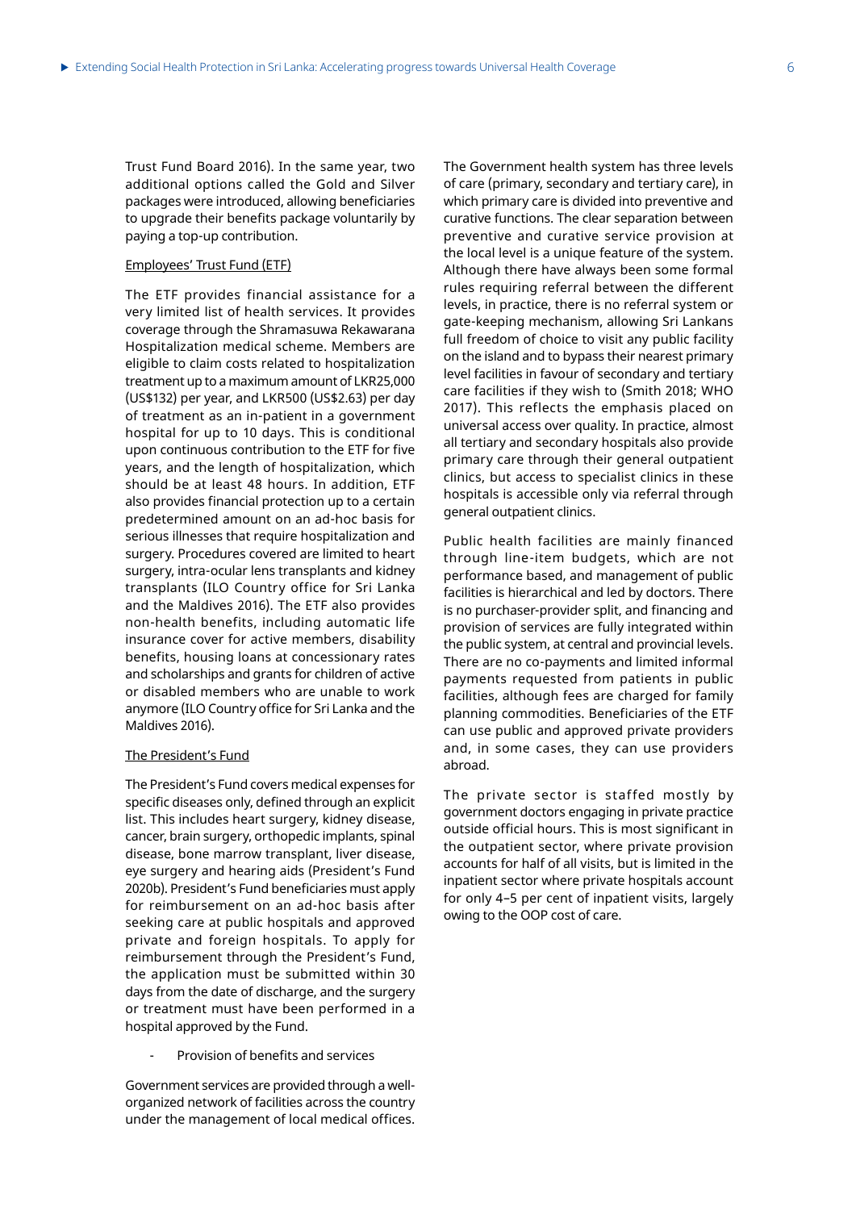Trust Fund Board 2016). In the same year, two additional options called the Gold and Silver packages were introduced, allowing beneficiaries to upgrade their benefits package voluntarily by paying a top-up contribution.

Employees' Trust Fund (ETF)

The ETF provides financial assistance for a very limited list of health services. It provides coverage through the Shramasuwa Rekawarana Hospitalization medical scheme. Members are eligible to claim costs related to hospitalization treatment up to a maximum amount of LKR25,000 (US$132) per year, and LKR500 (US$2.63) per day of treatment as an in-patient in a government hospital for up to 10 days. This is conditional upon continuous contribution to the ETF for five years, and the length of hospitalization, which should be at least 48 hours. In addition, ETF also provides financial protection up to a certain predetermined amount on an ad-hoc basis for serious illnesses that require hospitalization and surgery. Procedures covered are limited to heart surgery, intra-ocular lens transplants and kidney transplants (ILO Country office for Sri Lanka and the Maldives 2016). The ETF also provides non-health benefits, including automatic life insurance cover for active members, disability benefits, housing loans at concessionary rates and scholarships and grants for children of active or disabled members who are unable to work anymore (ILO Country office for Sri Lanka and the Maldives 2016).

The President's Fund

The President's Fund covers medical expenses for specific diseases only, defined through an explicit list. This includes heart surgery, kidney disease, cancer, brain surgery, orthopedic implants, spinal disease, bone marrow transplant, liver disease, eye surgery and hearing aids (President's Fund 2020b). President's Fund beneficiaries must apply for reimbursement on an ad-hoc basis after seeking care at public hospitals and approved private and foreign hospitals. To apply for reimbursement through the President's Fund, the application must be submitted within 30 days from the date of discharge, and the surgery or treatment must have been performed in a hospital approved by the Fund.

- Provision of benefits and services

Government services are provided through a well-organized network of facilities across the country under the management of local medical offices. The Government health system has three levels of care (primary, secondary and tertiary care), in which primary care is divided into preventive and curative functions. The clear separation between preventive and curative service provision at the local level is a unique feature of the system. Although there have always been some formal rules requiring referral between the different levels, in practice, there is no referral system or gate-keeping mechanism, allowing Sri Lankans full freedom of choice to visit any public facility on the island and to bypass their nearest primary level facilities in favour of secondary and tertiary care facilities if they wish to (Smith 2018; WHO 2017). This reflects the emphasis placed on universal access over quality. In practice, almost all tertiary and secondary hospitals also provide primary care through their general outpatient clinics, but access to specialist clinics in these hospitals is accessible only via referral through general outpatient clinics.

Public health facilities are mainly financed through line-item budgets, which are not performance based, and management of public facilities is hierarchical and led by doctors. There is no purchaser-provider split, and financing and provision of services are fully integrated within the public system, at central and provincial levels. There are no co-payments and limited informal payments requested from patients in public facilities, although fees are charged for family planning commodities. Beneficiaries of the ETF can use public and approved private providers and, in some cases, they can use providers abroad.

The private sector is staffed mostly by government doctors engaging in private practice outside official hours. This is most significant in the outpatient sector, where private provision accounts for half of all visits, but is limited in the inpatient sector where private hospitals account for only 4–5 per cent of inpatient visits, largely owing to the OOP cost of care.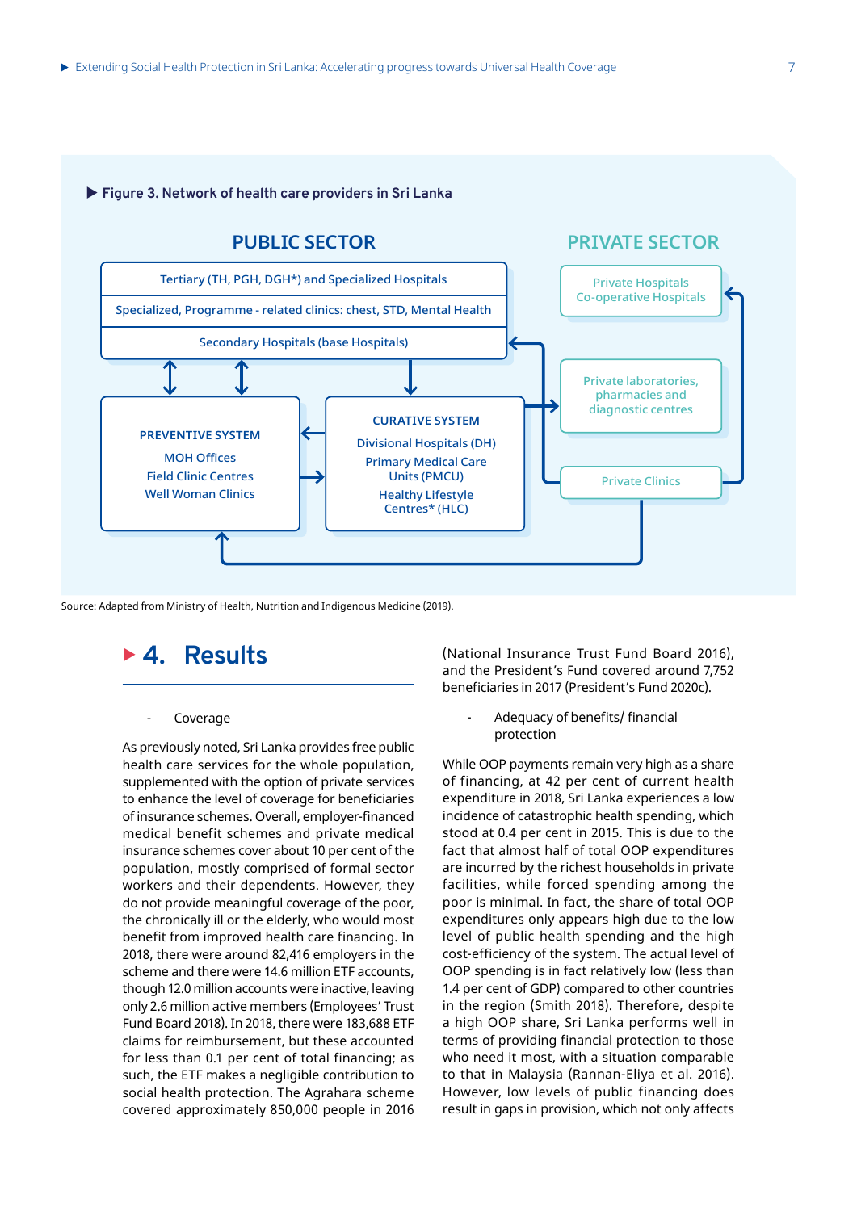**Figure 3. Network of health care providers in Sri Lanka**

**PUBLIC SECTOR**

- Tertiary (TH, PGH, DGH*) and Specialized Hospitals
- Specialized, Programme - related clinics: chest, STD, Mental Health
- Secondary Hospitals (base Hospitals)

**PREVENTIVE SYSTEM**

- MOH Offices
- Field Clinic Centres
- Well Woman Clinics

**CURATIVE SYSTEM**

- Divisional Hospitals (DH)
- Primary Medical Care Units (PMCU)
- Healthy Lifestyle Centres* (HLC)

**PRIVATE SECTOR**

- Private Hospitals, Co-operative Hospitals
- Private laboratories, pharmacies and diagnostic centres
- Private Clinics

Source: Adapted from Ministry of Health, Nutrition and Indigenous Medicine (2019).

## 4. Results

- Coverage

As previously noted, Sri Lanka provides free public health care services for the whole population, supplemented with the option of private services to enhance the level of coverage for beneficiaries of insurance schemes. Overall, employer-financed medical benefit schemes and private medical insurance schemes cover about 10 per cent of the population, mostly comprised of formal sector workers and their dependents. However, they do not provide meaningful coverage of the poor, the chronically ill or the elderly, who would most benefit from improved health care financing. In 2018, there were around 82,416 employers in the scheme and there were 14.6 million ETF accounts, though 12.0 million accounts were inactive, leaving only 2.6 million active members (Employees' Trust Fund Board 2018). In 2018, there were 183,688 ETF claims for reimbursement, but these accounted for less than 0.1 per cent of total financing; as such, the ETF makes a negligible contribution to social health protection. The Agrahara scheme covered approximately 850,000 people in 2016 (National Insurance Trust Fund Board 2016), and the President's Fund covered around 7,752 beneficiaries in 2017 (President's Fund 2020c).

- Adequacy of benefits/ financial protection

While OOP payments remain very high as a share of financing, at 42 per cent of current health expenditure in 2018, Sri Lanka experiences a low incidence of catastrophic health spending, which stood at 0.4 per cent in 2015. This is due to the fact that almost half of total OOP expenditures are incurred by the richest households in private facilities, while forced spending among the poor is minimal. In fact, the share of total OOP expenditures only appears high due to the low level of public health spending and the high cost-efficiency of the system. The actual level of OOP spending is in fact relatively low (less than 1.4 per cent of GDP) compared to other countries in the region (Smith 2018). Therefore, despite a high OOP share, Sri Lanka performs well in terms of providing financial protection to those who need it most, with a situation comparable to that in Malaysia (Rannan-Eliya et al. 2016). However, low levels of public financing does result in gaps in provision, which not only affects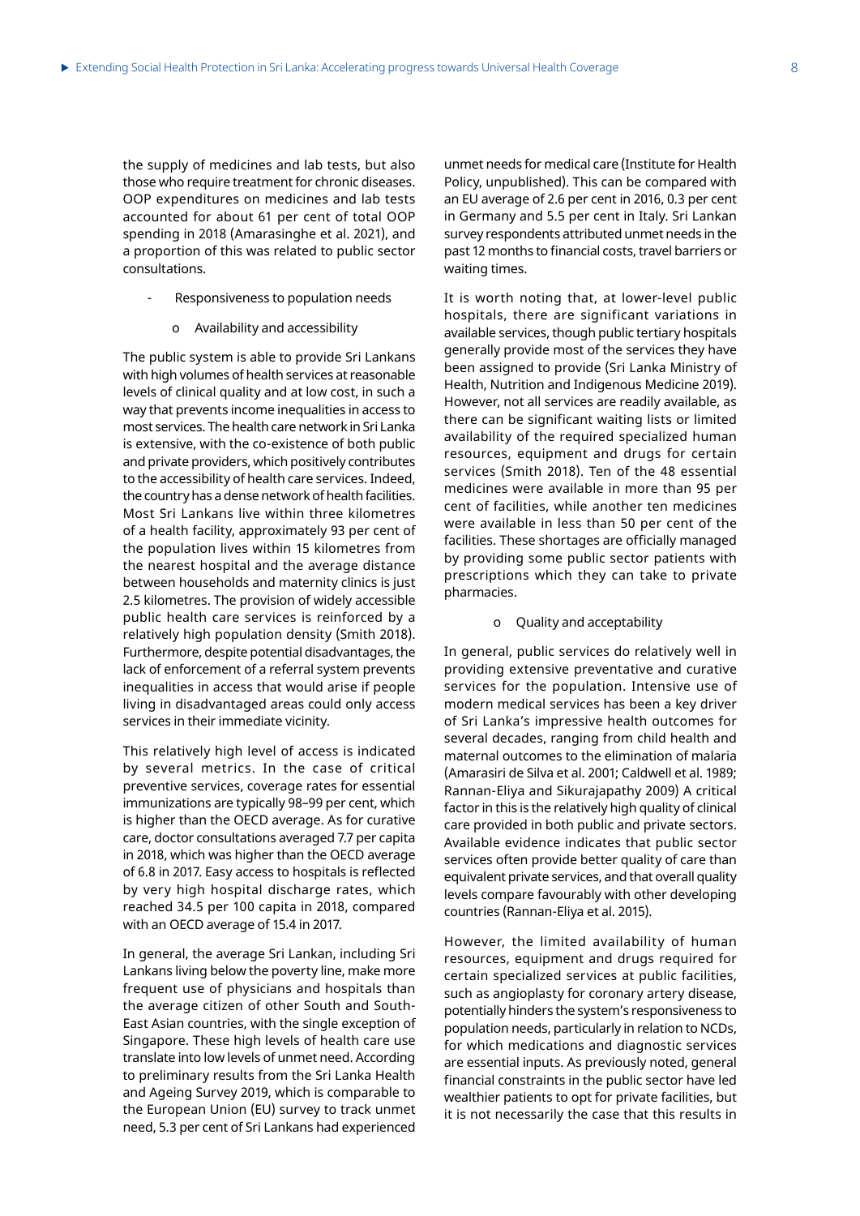the supply of medicines and lab tests, but also those who require treatment for chronic diseases. OOP expenditures on medicines and lab tests accounted for about 61 per cent of total OOP spending in 2018 (Amarasinghe et al. 2021), and a proportion of this was related to public sector consultations.

- Responsiveness to population needs
  - Availability and accessibility

The public system is able to provide Sri Lankans with high volumes of health services at reasonable levels of clinical quality and at low cost, in such a way that prevents income inequalities in access to most services. The health care network in Sri Lanka is extensive, with the co-existence of both public and private providers, which positively contributes to the accessibility of health care services. Indeed, the country has a dense network of health facilities. Most Sri Lankans live within three kilometres of a health facility, approximately 93 per cent of the population lives within 15 kilometres from the nearest hospital and the average distance between households and maternity clinics is just 2.5 kilometres. The provision of widely accessible public health care services is reinforced by a relatively high population density (Smith 2018). Furthermore, despite potential disadvantages, the lack of enforcement of a referral system prevents inequalities in access that would arise if people living in disadvantaged areas could only access services in their immediate vicinity.

This relatively high level of access is indicated by several metrics. In the case of critical preventive services, coverage rates for essential immunizations are typically 98–99 per cent, which is higher than the OECD average. As for curative care, doctor consultations averaged 7.7 per capita in 2018, which was higher than the OECD average of 6.8 in 2017. Easy access to hospitals is reflected by very high hospital discharge rates, which reached 34.5 per 100 capita in 2018, compared with an OECD average of 15.4 in 2017.

In general, the average Sri Lankan, including Sri Lankans living below the poverty line, make more frequent use of physicians and hospitals than the average citizen of other South and South-East Asian countries, with the single exception of Singapore. These high levels of health care use translate into low levels of unmet need. According to preliminary results from the Sri Lanka Health and Ageing Survey 2019, which is comparable to the European Union (EU) survey to track unmet need, 5.3 per cent of Sri Lankans had experienced unmet needs for medical care (Institute for Health Policy, unpublished). This can be compared with an EU average of 2.6 per cent in 2016, 0.3 per cent in Germany and 5.5 per cent in Italy. Sri Lankan survey respondents attributed unmet needs in the past 12 months to financial costs, travel barriers or waiting times.

It is worth noting that, at lower-level public hospitals, there are significant variations in available services, though public tertiary hospitals generally provide most of the services they have been assigned to provide (Sri Lanka Ministry of Health, Nutrition and Indigenous Medicine 2019). However, not all services are readily available, as there can be significant waiting lists or limited availability of the required specialized human resources, equipment and drugs for certain services (Smith 2018). Ten of the 48 essential medicines were available in more than 95 per cent of facilities, while another ten medicines were available in less than 50 per cent of the facilities. These shortages are officially managed by providing some public sector patients with prescriptions which they can take to private pharmacies.

  - Quality and acceptability

In general, public services do relatively well in providing extensive preventative and curative services for the population. Intensive use of modern medical services has been a key driver of Sri Lanka's impressive health outcomes for several decades, ranging from child health and maternal outcomes to the elimination of malaria (Amarasiri de Silva et al. 2001; Caldwell et al. 1989; Rannan-Eliya and Sikurajapathy 2009) A critical factor in this is the relatively high quality of clinical care provided in both public and private sectors. Available evidence indicates that public sector services often provide better quality of care than equivalent private services, and that overall quality levels compare favourably with other developing countries (Rannan-Eliya et al. 2015).

However, the limited availability of human resources, equipment and drugs required for certain specialized services at public facilities, such as angioplasty for coronary artery disease, potentially hinders the system's responsiveness to population needs, particularly in relation to NCDs, for which medications and diagnostic services are essential inputs. As previously noted, general financial constraints in the public sector have led wealthier patients to opt for private facilities, but it is not necessarily the case that this results in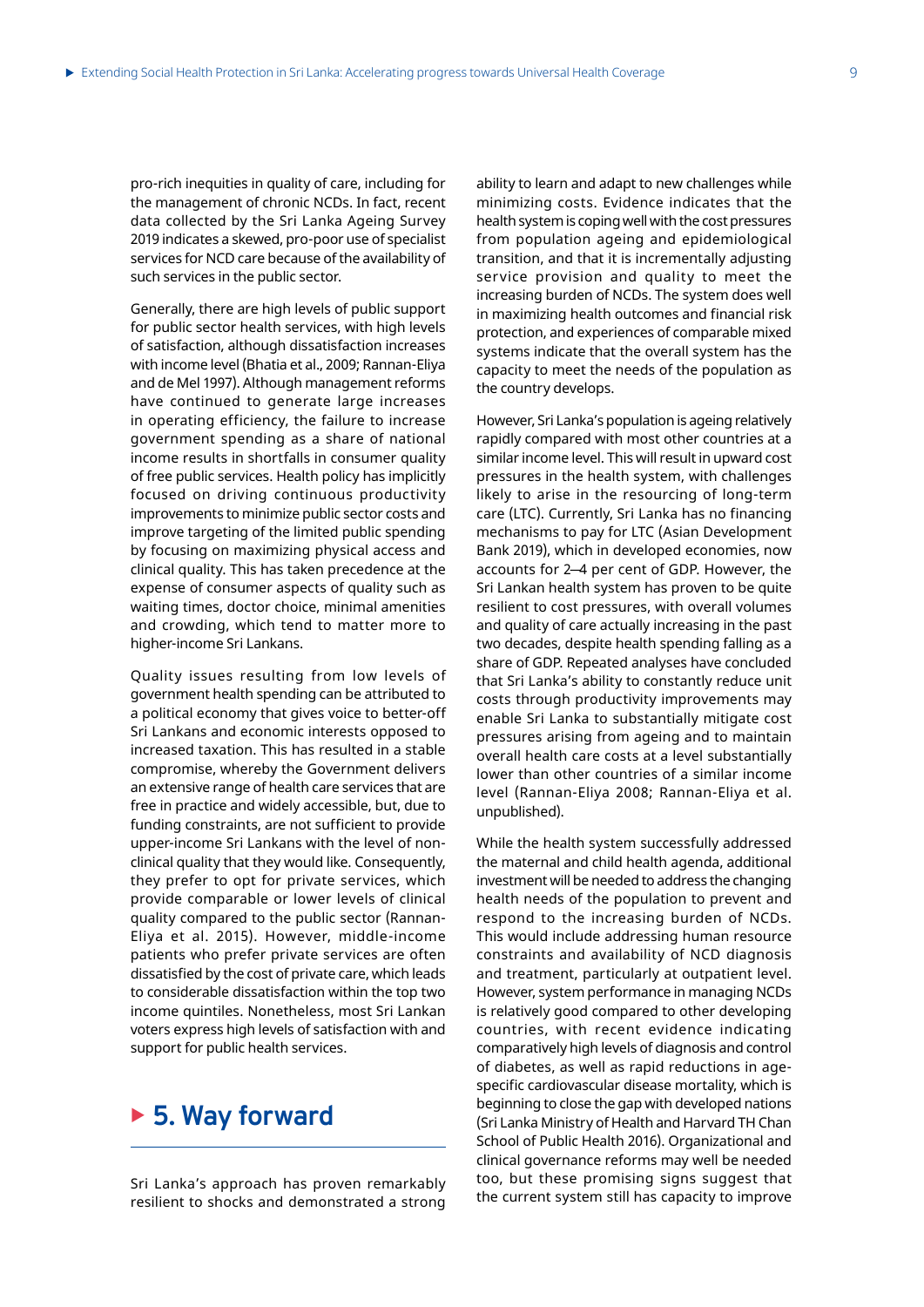pro-rich inequities in quality of care, including for the management of chronic NCDs. In fact, recent data collected by the Sri Lanka Ageing Survey 2019 indicates a skewed, pro-poor use of specialist services for NCD care because of the availability of such services in the public sector.

Generally, there are high levels of public support for public sector health services, with high levels of satisfaction, although dissatisfaction increases with income level (Bhatia et al., 2009; Rannan-Eliya and de Mel 1997). Although management reforms have continued to generate large increases in operating efficiency, the failure to increase government spending as a share of national income results in shortfalls in consumer quality of free public services. Health policy has implicitly focused on driving continuous productivity improvements to minimize public sector costs and improve targeting of the limited public spending by focusing on maximizing physical access and clinical quality. This has taken precedence at the expense of consumer aspects of quality such as waiting times, doctor choice, minimal amenities and crowding, which tend to matter more to higher-income Sri Lankans.

Quality issues resulting from low levels of government health spending can be attributed to a political economy that gives voice to better-off Sri Lankans and economic interests opposed to increased taxation. This has resulted in a stable compromise, whereby the Government delivers an extensive range of health care services that are free in practice and widely accessible, but, due to funding constraints, are not sufficient to provide upper-income Sri Lankans with the level of non-clinical quality that they would like. Consequently, they prefer to opt for private services, which provide comparable or lower levels of clinical quality compared to the public sector (Rannan-Eliya et al. 2015). However, middle-income patients who prefer private services are often dissatisfied by the cost of private care, which leads to considerable dissatisfaction within the top two income quintiles. Nonetheless, most Sri Lankan voters express high levels of satisfaction with and support for public health services.

## 5. Way forward

Sri Lanka's approach has proven remarkably resilient to shocks and demonstrated a strong ability to learn and adapt to new challenges while minimizing costs. Evidence indicates that the health system is coping well with the cost pressures from population ageing and epidemiological transition, and that it is incrementally adjusting service provision and quality to meet the increasing burden of NCDs. The system does well in maximizing health outcomes and financial risk protection, and experiences of comparable mixed systems indicate that the overall system has the capacity to meet the needs of the population as the country develops.

However, Sri Lanka's population is ageing relatively rapidly compared with most other countries at a similar income level. This will result in upward cost pressures in the health system, with challenges likely to arise in the resourcing of long-term care (LTC). Currently, Sri Lanka has no financing mechanisms to pay for LTC (Asian Development Bank 2019), which in developed economies, now accounts for 2–4 per cent of GDP. However, the Sri Lankan health system has proven to be quite resilient to cost pressures, with overall volumes and quality of care actually increasing in the past two decades, despite health spending falling as a share of GDP. Repeated analyses have concluded that Sri Lanka's ability to constantly reduce unit costs through productivity improvements may enable Sri Lanka to substantially mitigate cost pressures arising from ageing and to maintain overall health care costs at a level substantially lower than other countries of a similar income level (Rannan-Eliya 2008; Rannan-Eliya et al. unpublished).

While the health system successfully addressed the maternal and child health agenda, additional investment will be needed to address the changing health needs of the population to prevent and respond to the increasing burden of NCDs. This would include addressing human resource constraints and availability of NCD diagnosis and treatment, particularly at outpatient level. However, system performance in managing NCDs is relatively good compared to other developing countries, with recent evidence indicating comparatively high levels of diagnosis and control of diabetes, as well as rapid reductions in age-specific cardiovascular disease mortality, which is beginning to close the gap with developed nations (Sri Lanka Ministry of Health and Harvard TH Chan School of Public Health 2016). Organizational and clinical governance reforms may well be needed too, but these promising signs suggest that the current system still has capacity to improve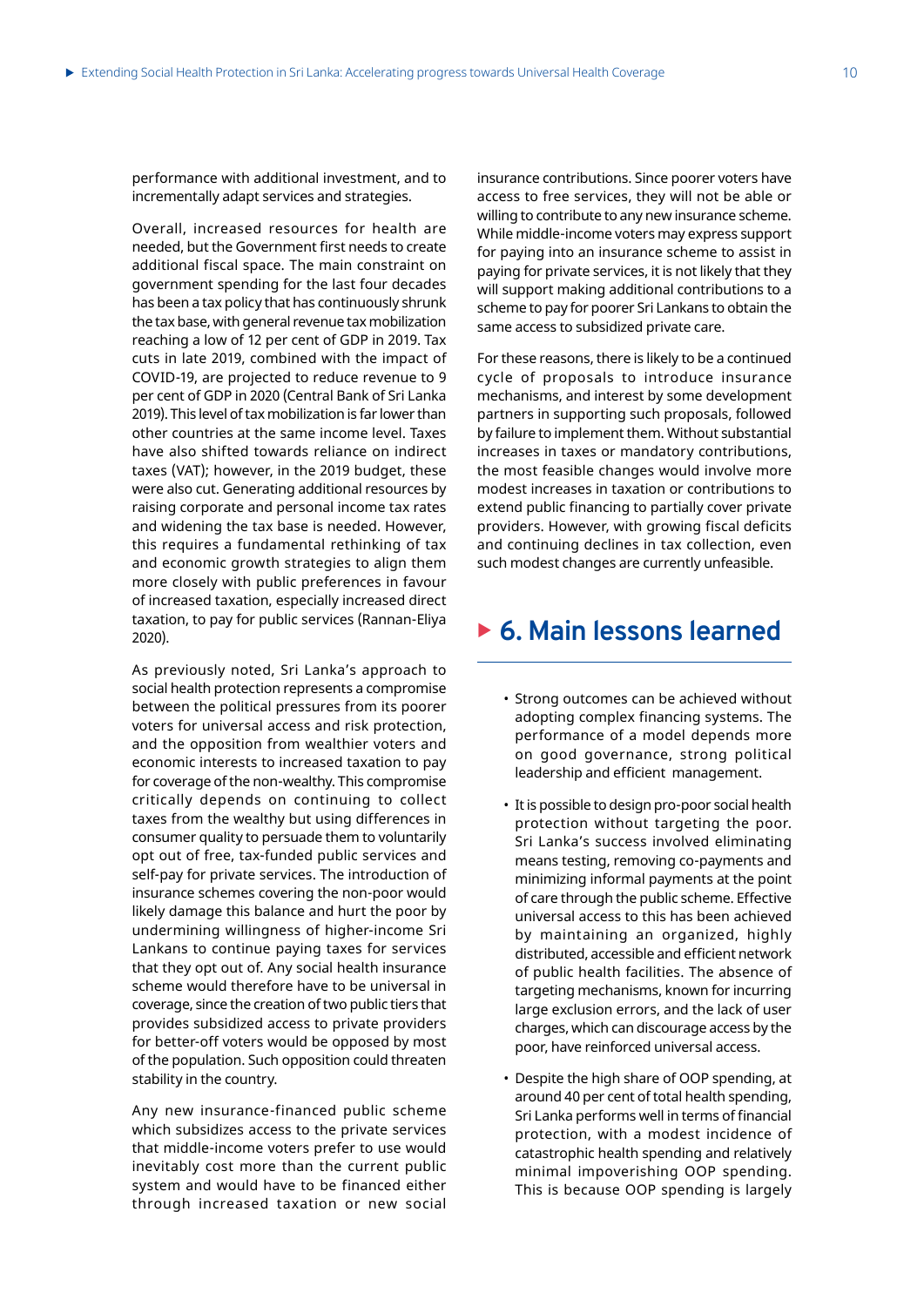performance with additional investment, and to incrementally adapt services and strategies.

Overall, increased resources for health are needed, but the Government first needs to create additional fiscal space. The main constraint on government spending for the last four decades has been a tax policy that has continuously shrunk the tax base, with general revenue tax mobilization reaching a low of 12 per cent of GDP in 2019. Tax cuts in late 2019, combined with the impact of COVID-19, are projected to reduce revenue to 9 per cent of GDP in 2020 (Central Bank of Sri Lanka 2019). This level of tax mobilization is far lower than other countries at the same income level. Taxes have also shifted towards reliance on indirect taxes (VAT); however, in the 2019 budget, these were also cut. Generating additional resources by raising corporate and personal income tax rates and widening the tax base is needed. However, this requires a fundamental rethinking of tax and economic growth strategies to align them more closely with public preferences in favour of increased taxation, especially increased direct taxation, to pay for public services (Rannan-Eliya 2020).

As previously noted, Sri Lanka's approach to social health protection represents a compromise between the political pressures from its poorer voters for universal access and risk protection, and the opposition from wealthier voters and economic interests to increased taxation to pay for coverage of the non-wealthy. This compromise critically depends on continuing to collect taxes from the wealthy but using differences in consumer quality to persuade them to voluntarily opt out of free, tax-funded public services and self-pay for private services. The introduction of insurance schemes covering the non-poor would likely damage this balance and hurt the poor by undermining willingness of higher-income Sri Lankans to continue paying taxes for services that they opt out of. Any social health insurance scheme would therefore have to be universal in coverage, since the creation of two public tiers that provides subsidized access to private providers for better-off voters would be opposed by most of the population. Such opposition could threaten stability in the country.

Any new insurance-financed public scheme which subsidizes access to the private services that middle-income voters prefer to use would inevitably cost more than the current public system and would have to be financed either through increased taxation or new social insurance contributions. Since poorer voters have access to free services, they will not be able or willing to contribute to any new insurance scheme. While middle-income voters may express support for paying into an insurance scheme to assist in paying for private services, it is not likely that they will support making additional contributions to a scheme to pay for poorer Sri Lankans to obtain the same access to subsidized private care.

For these reasons, there is likely to be a continued cycle of proposals to introduce insurance mechanisms, and interest by some development partners in supporting such proposals, followed by failure to implement them. Without substantial increases in taxes or mandatory contributions, the most feasible changes would involve more modest increases in taxation or contributions to extend public financing to partially cover private providers. However, with growing fiscal deficits and continuing declines in tax collection, even such modest changes are currently unfeasible.

## 6. Main lessons learned

- Strong outcomes can be achieved without adopting complex financing systems. The performance of a model depends more on good governance, strong political leadership and efficient management.
- It is possible to design pro-poor social health protection without targeting the poor. Sri Lanka's success involved eliminating means testing, removing co-payments and minimizing informal payments at the point of care through the public scheme. Effective universal access to this has been achieved by maintaining an organized, highly distributed, accessible and efficient network of public health facilities. The absence of targeting mechanisms, known for incurring large exclusion errors, and the lack of user charges, which can discourage access by the poor, have reinforced universal access.
- Despite the high share of OOP spending, at around 40 per cent of total health spending, Sri Lanka performs well in terms of financial protection, with a modest incidence of catastrophic health spending and relatively minimal impoverishing OOP spending. This is because OOP spending is largely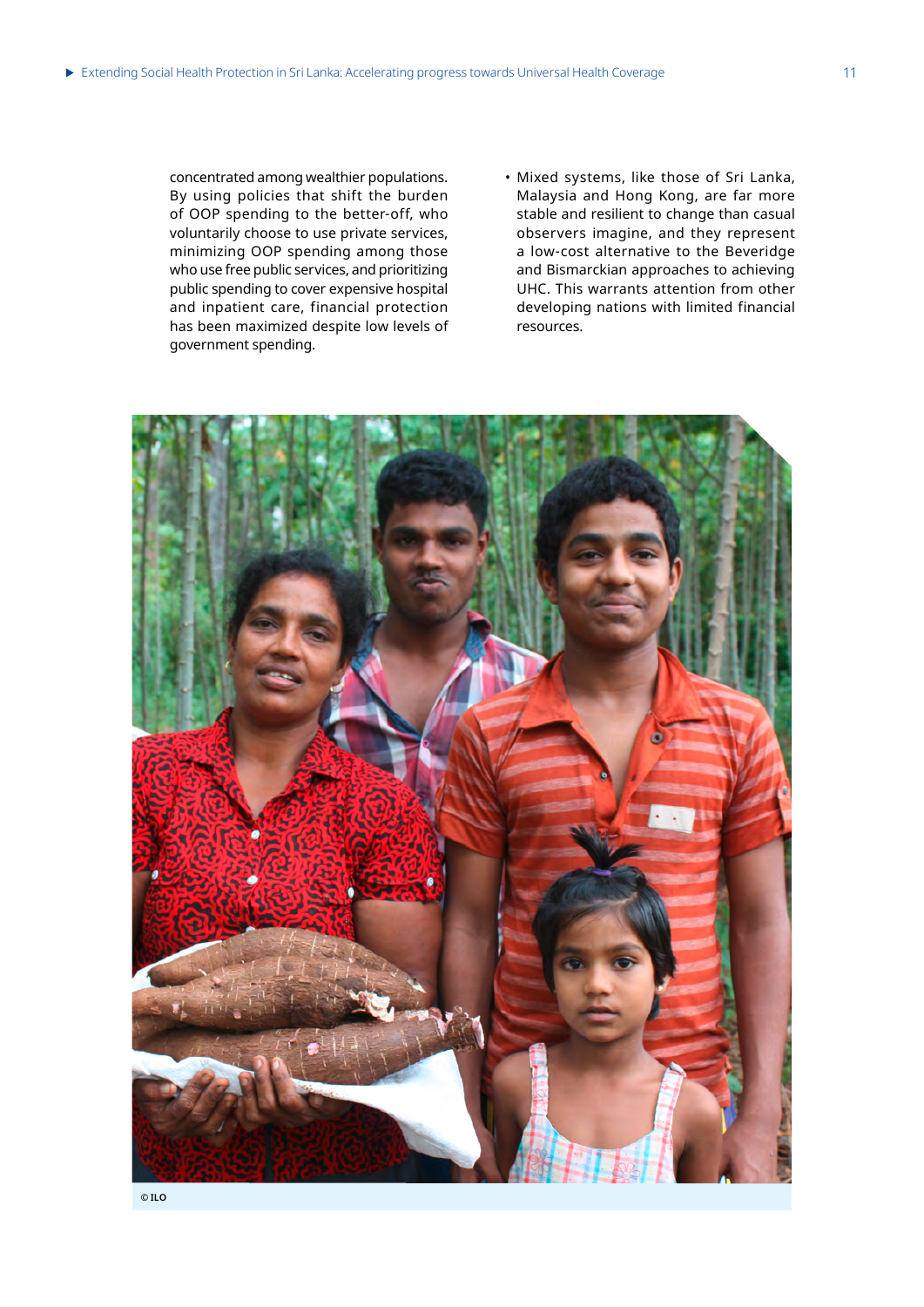concentrated among wealthier populations. By using policies that shift the burden of OOP spending to the better-off, who voluntarily choose to use private services, minimizing OOP spending among those who use free public services, and prioritizing public spending to cover expensive hospital and inpatient care, financial protection has been maximized despite low levels of government spending.

- Mixed systems, like those of Sri Lanka, Malaysia and Hong Kong, are far more stable and resilient to change than casual observers imagine, and they represent a low-cost alternative to the Beveridge and Bismarckian approaches to achieving UHC. This warrants attention from other developing nations with limited financial resources.

© ILO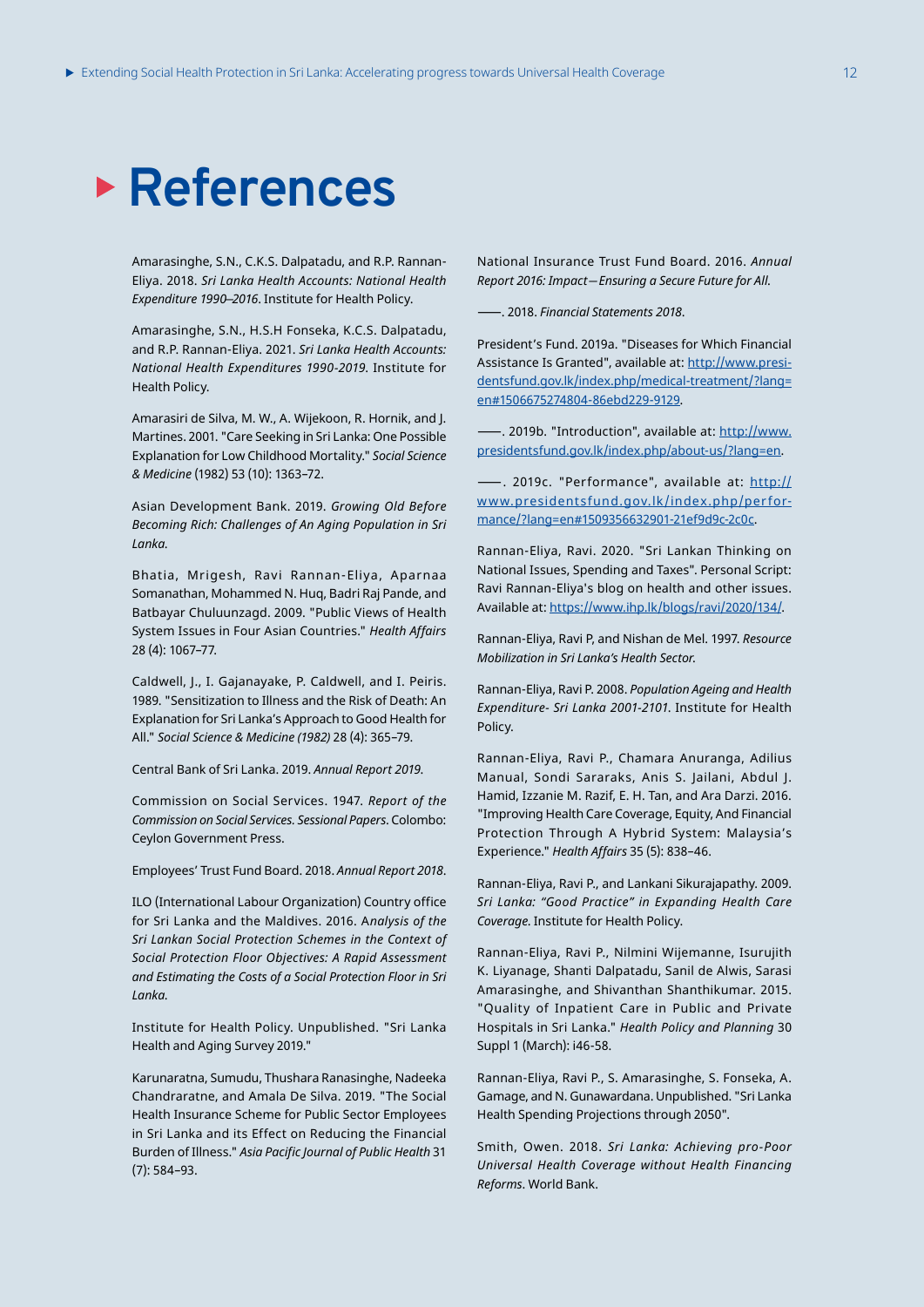# References

Amarasinghe, S.N., C.K.S. Dalpatadu, and R.P. Rannan-Eliya. 2018. *Sri Lanka Health Accounts: National Health Expenditure 1990–2016*. Institute for Health Policy.

Amarasinghe, S.N., H.S.H Fonseka, K.C.S. Dalpatadu, and R.P. Rannan-Eliya. 2021. *Sri Lanka Health Accounts: National Health Expenditures 1990-2019.* Institute for Health Policy.

Amarasiri de Silva, M. W., A. Wijekoon, R. Hornik, and J. Martines. 2001. "Care Seeking in Sri Lanka: One Possible Explanation for Low Childhood Mortality." *Social Science & Medicine* (1982) 53 (10): 1363–72.

Asian Development Bank. 2019. *Growing Old Before Becoming Rich: Challenges of An Aging Population in Sri Lanka.*

Bhatia, Mrigesh, Ravi Rannan-Eliya, Aparnaa Somanathan, Mohammed N. Huq, Badri Raj Pande, and Batbayar Chuluunzagd. 2009. "Public Views of Health System Issues in Four Asian Countries." *Health Affairs* 28 (4): 1067–77.

Caldwell, J., I. Gajanayake, P. Caldwell, and I. Peiris. 1989. "Sensitization to Illness and the Risk of Death: An Explanation for Sri Lanka's Approach to Good Health for All." *Social Science & Medicine (1982)* 28 (4): 365–79.

Central Bank of Sri Lanka. 2019. *Annual Report 2019.*

Commission on Social Services. 1947. *Report of the Commission on Social Services. Sessional Papers*. Colombo: Ceylon Government Press.

Employees' Trust Fund Board. 2018. *Annual Report 2018*.

ILO (International Labour Organization) Country office for Sri Lanka and the Maldives. 2016. A*nalysis of the Sri Lankan Social Protection Schemes in the Context of Social Protection Floor Objectives: A Rapid Assessment and Estimating the Costs of a Social Protection Floor in Sri Lanka.*

Institute for Health Policy. Unpublished. "Sri Lanka Health and Aging Survey 2019."

Karunaratna, Sumudu, Thushara Ranasinghe, Nadeeka Chandraratne, and Amala De Silva. 2019. "The Social Health Insurance Scheme for Public Sector Employees in Sri Lanka and its Effect on Reducing the Financial Burden of Illness." *Asia Pacific Journal of Public Health* 31 (7): 584–93.

National Insurance Trust Fund Board. 2016. *Annual Report 2016: Impact—Ensuring a Secure Future for All.*

——. 2018. *Financial Statements 2018.*

President's Fund. 2019a. "Diseases for Which Financial Assistance Is Granted", available at: http://www.presidentsfund.gov.lk/index.php/medical-treatment/?lang=en#1506675274804-86ebd229-9129.

——. 2019b. "Introduction", available at: http://www.presidentsfund.gov.lk/index.php/about-us/?lang=en.

——. 2019c. "Performance", available at: http://www.presidentsfund.gov.lk/index.php/performance/?lang=en#1509356632901-21ef9d9c-2c0c.

Rannan-Eliya, Ravi. 2020. "Sri Lankan Thinking on National Issues, Spending and Taxes". Personal Script: Ravi Rannan-Eliya's blog on health and other issues. Available at: https://www.ihp.lk/blogs/ravi/2020/134/.

Rannan-Eliya, Ravi P, and Nishan de Mel. 1997. *Resource Mobilization in Sri Lanka's Health Sector.*

Rannan-Eliya, Ravi P. 2008. *Population Ageing and Health Expenditure- Sri Lanka 2001-2101.* Institute for Health Policy.

Rannan-Eliya, Ravi P., Chamara Anuranga, Adilius Manual, Sondi Sararaks, Anis S. Jailani, Abdul J. Hamid, Izzanie M. Razif, E. H. Tan, and Ara Darzi. 2016. "Improving Health Care Coverage, Equity, And Financial Protection Through A Hybrid System: Malaysia's Experience." *Health Affairs* 35 (5): 838–46.

Rannan-Eliya, Ravi P., and Lankani Sikurajapathy. 2009. *Sri Lanka: "Good Practice" in Expanding Health Care Coverage.* Institute for Health Policy.

Rannan-Eliya, Ravi P., Nilmini Wijemanne, Isurujith K. Liyanage, Shanti Dalpatadu, Sanil de Alwis, Sarasi Amarasinghe, and Shivanthan Shanthikumar. 2015. "Quality of Inpatient Care in Public and Private Hospitals in Sri Lanka." *Health Policy and Planning* 30 Suppl 1 (March): i46-58.

Rannan-Eliya, Ravi P., S. Amarasinghe, S. Fonseka, A. Gamage, and N. Gunawardana. Unpublished. "Sri Lanka Health Spending Projections through 2050".

Smith, Owen. 2018. *Sri Lanka: Achieving pro-Poor Universal Health Coverage without Health Financing Reforms*. World Bank.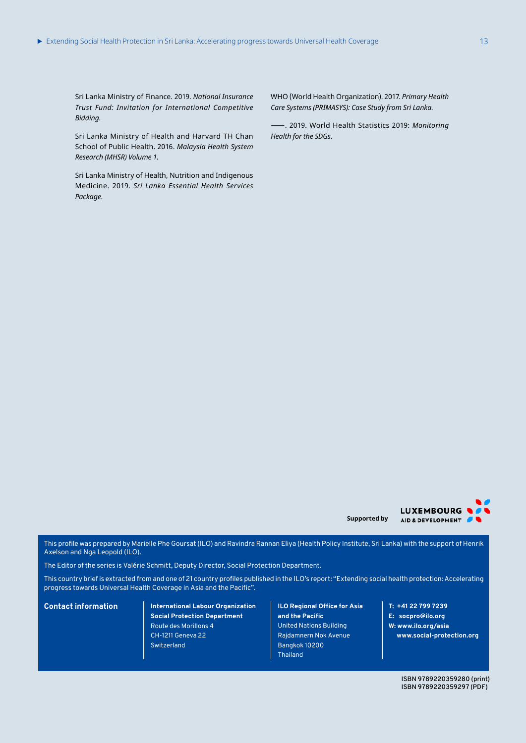Sri Lanka Ministry of Finance. 2019. *National Insurance Trust Fund: Invitation for International Competitive Bidding*.

Sri Lanka Ministry of Health and Harvard TH Chan School of Public Health. 2016. *Malaysia Health System Research (MHSR) Volume 1*.

Sri Lanka Ministry of Health, Nutrition and Indigenous Medicine. 2019. *Sri Lanka Essential Health Services Package*.

WHO (World Health Organization). 2017. *Primary Health Care Systems (PRIMASYS): Case Study from Sri Lanka*.

——. 2019. World Health Statistics 2019: *Monitoring Health for the SDGs*.

**Supported by** LUXEMBOURG AID & DEVELOPMENT

This profile was prepared by Marielle Phe Goursat (ILO) and Ravindra Rannan Eliya (Health Policy Institute, Sri Lanka) with the support of Henrik Axelson and Nga Leopold (ILO).

The Editor of the series is Valérie Schmitt, Deputy Director, Social Protection Department.

This country brief is extracted from and one of 21 country profiles published in the ILO's report: "Extending social health protection: Accelerating progress towards Universal Health Coverage in Asia and the Pacific".

**Contact information**

**International Labour Organization**
**Social Protection Department**
Route des Morillons 4
CH-1211 Geneva 22
Switzerland

**ILO Regional Office for Asia and the Pacific**
United Nations Building
Rajdamnern Nok Avenue
Bangkok 10200
Thailand

**T: +41 22 799 7239**
**E: socpro@ilo.org**
**W: www.ilo.org/asia**
**www.social-protection.org**

ISBN 9789220359280 (print)
ISBN 9789220359297 (PDF)